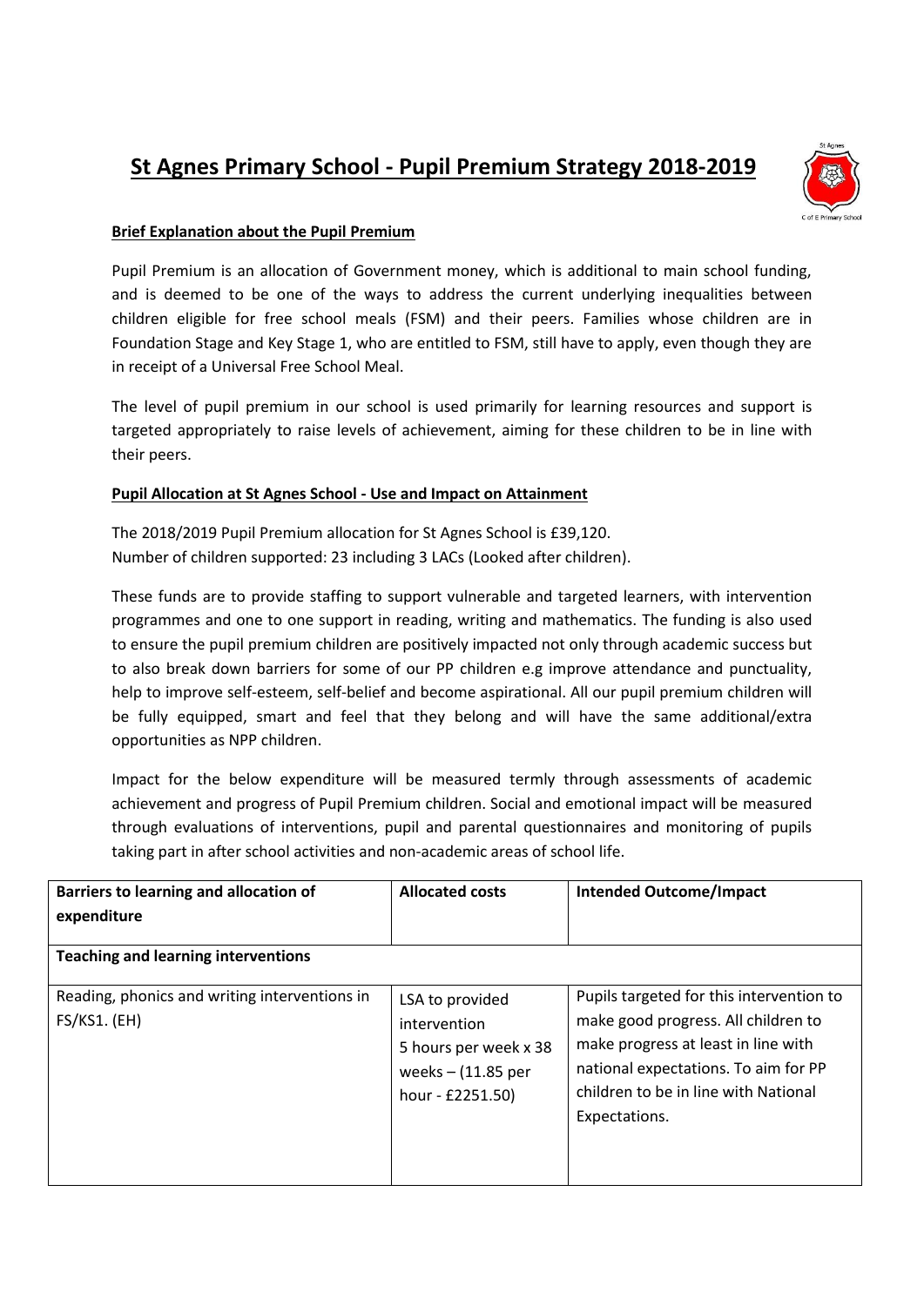# St Agnes Primary School - Pupil Premium Strategy 2018-2019

**Brief Explanation about the Pupil Premium**

Pupil Premium is an allocation of Government money, which is additional to main school funding, and is deemed to be one of the ways to address the current underlying inequalities between children eligible for free school meals (FSM) and their peers. Families whose children are in Foundation Stage and Key Stage 1, who are entitled to FSM, still have to apply, even though they are in receipt of a Universal Free School Meal.

The level of pupil premium in our school is used primarily for learning resources and support is targeted appropriately to raise levels of achievement, aiming for these children to be in line with their peers.

**Pupil Allocation at St Agnes School - Use and Impact on Attainment**

The 2018/2019 Pupil Premium allocation for St Agnes School is £39,120.
Number of children supported: 23 including 3 LACs (Looked after children).

These funds are to provide staffing to support vulnerable and targeted learners, with intervention programmes and one to one support in reading, writing and mathematics. The funding is also used to ensure the pupil premium children are positively impacted not only through academic success but to also break down barriers for some of our PP children e.g improve attendance and punctuality, help to improve self-esteem, self-belief and become aspirational. All our pupil premium children will be fully equipped, smart and feel that they belong and will have the same additional/extra opportunities as NPP children.

Impact for the below expenditure will be measured termly through assessments of academic achievement and progress of Pupil Premium children. Social and emotional impact will be measured through evaluations of interventions, pupil and parental questionnaires and monitoring of pupils taking part in after school activities and non-academic areas of school life.

| Barriers to learning and allocation of expenditure | Allocated costs | Intended Outcome/Impact |
|---|---|---|
| **Teaching and learning interventions** | | |
| Reading, phonics and writing interventions in FS/KS1. (EH) | LSA to provided intervention 5 hours per week x 38 weeks – (11.85 per hour - £2251.50) | Pupils targeted for this intervention to make good progress. All children to make progress at least in line with national expectations. To aim for PP children to be in line with National Expectations. |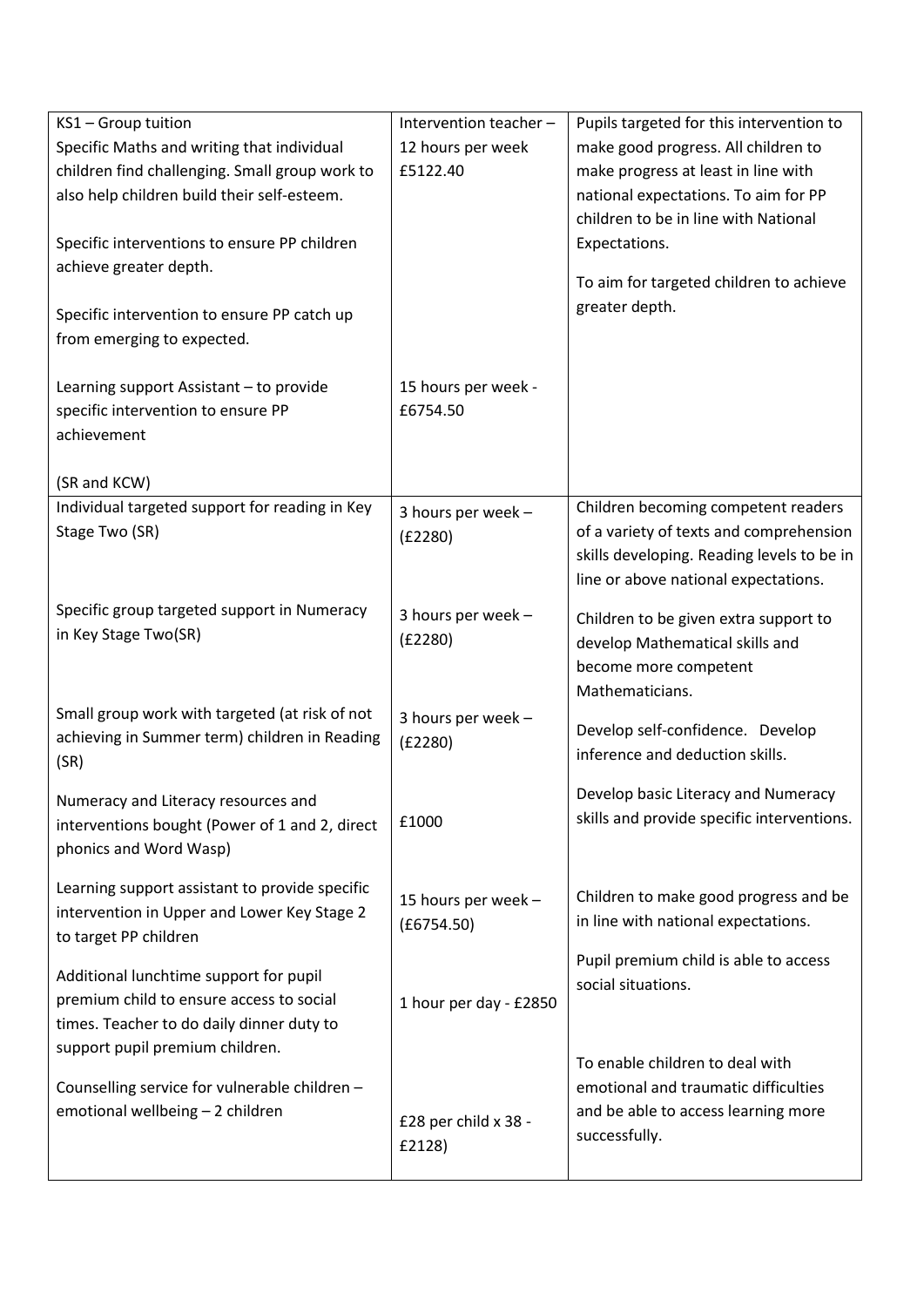| | | |
|---|---|---|
| KS1 – Group tuition<br>Specific Maths and writing that individual children find challenging. Small group work to also help children build their self-esteem.<br><br>Specific interventions to ensure PP children achieve greater depth.<br><br>Specific intervention to ensure PP catch up from emerging to expected.<br><br>Learning support Assistant – to provide specific intervention to ensure PP achievement<br><br>(SR and KCW) | Intervention teacher – 12 hours per week £5122.40<br><br><br><br><br><br><br><br>15 hours per week - £6754.50 | Pupils targeted for this intervention to make good progress. All children to make progress at least in line with national expectations. To aim for PP children to be in line with National Expectations.<br><br>To aim for targeted children to achieve greater depth. |
| Individual targeted support for reading in Key Stage Two (SR)<br><br>Specific group targeted support in Numeracy in Key Stage Two(SR)<br><br>Small group work with targeted (at risk of not achieving in Summer term) children in Reading (SR)<br><br>Numeracy and Literacy resources and interventions bought (Power of 1 and 2, direct phonics and Word Wasp)<br><br>Learning support assistant to provide specific intervention in Upper and Lower Key Stage 2 to target PP children<br><br>Additional lunchtime support for pupil premium child to ensure access to social times. Teacher to do daily dinner duty to support pupil premium children.<br><br>Counselling service for vulnerable children – emotional wellbeing – 2 children | 3 hours per week – (£2280)<br><br>3 hours per week – (£2280)<br><br>3 hours per week – (£2280)<br><br>£1000<br><br>15 hours per week – (£6754.50)<br><br>1 hour per day - £2850<br><br>£28 per child x 38 - £2128) | Children becoming competent readers of a variety of texts and comprehension skills developing. Reading levels to be in line or above national expectations.<br><br>Children to be given extra support to develop Mathematical skills and become more competent Mathematicians.<br><br>Develop self-confidence. Develop inference and deduction skills.<br><br>Develop basic Literacy and Numeracy skills and provide specific interventions.<br><br>Children to make good progress and be in line with national expectations.<br><br>Pupil premium child is able to access social situations.<br><br>To enable children to deal with emotional and traumatic difficulties and be able to access learning more successfully. |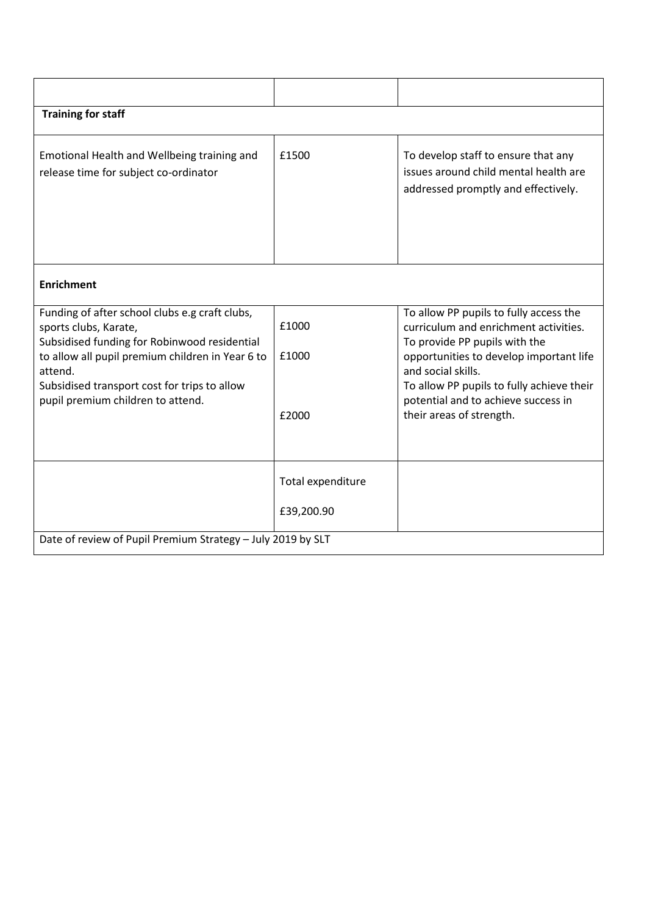| | | |
|---|---|---|
| | | |
| **Training for staff** | | |
| Emotional Health and Wellbeing training and release time for subject co-ordinator | £1500 | To develop staff to ensure that any issues around child mental health are addressed promptly and effectively. |
| **Enrichment** | | |
| Funding of after school clubs e.g craft clubs, sports clubs, Karate,<br>Subsidised funding for Robinwood residential to allow all pupil premium children in Year 6 to attend.<br>Subsidised transport cost for trips to allow pupil premium children to attend. | £1000<br><br>£1000<br><br>£2000 | To allow PP pupils to fully access the curriculum and enrichment activities.<br>To provide PP pupils with the opportunities to develop important life and social skills.<br>To allow PP pupils to fully achieve their potential and to achieve success in their areas of strength. |
| | Total expenditure<br><br>£39,200.90 | |
| Date of review of Pupil Premium Strategy – July 2019 by SLT | | |